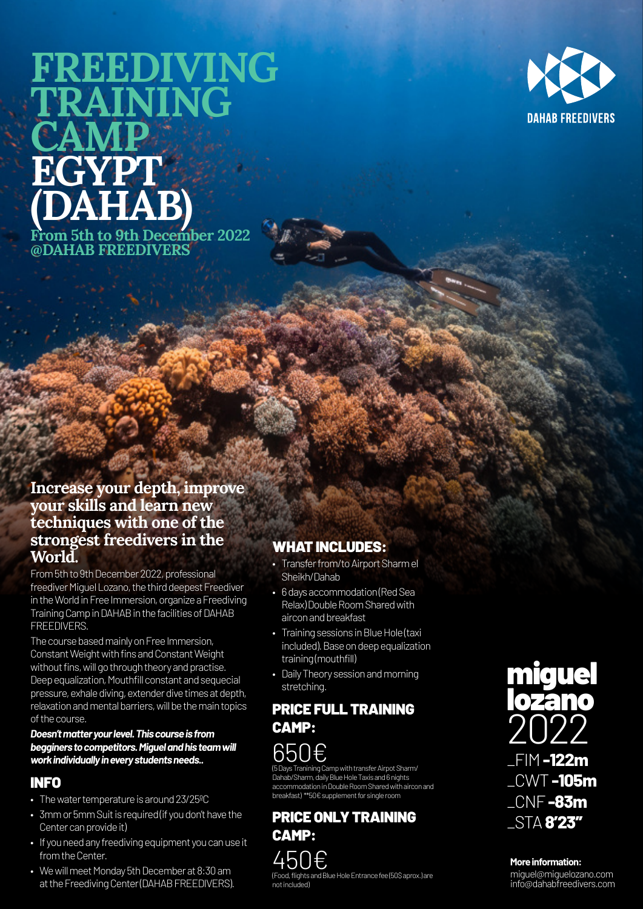# FREEDIVING TRAINING CAMP EGYPT (DAHAB)

**From 5th to 9th December 2022 @DAHAB FREEDIVERS**

DAHAB FREEDIVERS

## Increase your depth, improve your skills and learn new techniques with one of the strongest freedivers in the World.

From 5th to 9th December 2022, professional freediver Miguel Lozano, the third deepest Freediver in the World in Free Immersion, organize a Freediving Training Camp in DAHAB in the facilities of DAHAB FREEDIVERS.

The course based mainly on Free Immersion, Constant Weight with fins and Constant Weight without fins, will go through theory and practise. Deep equalization, Mouthfill constant and sequecial pressure, exhale diving, extender dive times at depth, relaxation and mental barriers, will be the main topics of the course.

***Doesn't matter your level. This course is from begginers to competitors. Miguel and his team will work individually in every students needs..***

## INFO

- The water temperature is around 23/25ºC
- 3mm or 5mm Suit is required (if you don't have the Center can provide it)
- If you need any freediving equipment you can use it from the Center.
- We will meet Monday 5th December at 8:30 am at the Freediving Center (DAHAB FREEDIVERS).

## WHAT INCLUDES:

- Transfer from/to Airport Sharm el Sheikh/Dahab
- 6 days accommodation (Red Sea Relax) Double Room Shared with aircon and breakfast
- Training sessions in Blue Hole (taxi included). Base on deep equalization training (mouthfill)
- Daily Theory session and morning stretching.

## PRICE FULL TRAINING CAMP:

650€

(5 Days Tranining Camp with transfer Airpot Sharm/Dahab/Sharm, daily Blue Hole Taxis and 6 nights accommodation in Double Room Shared with aircon and breakfast) **50€ supplement for single room

## PRICE ONLY TRAINING CAMP:

450€

(Food, flights and Blue Hole Entrance fee (50$ aprox.) are not included)

## miguel lozano 2022

_FIM **-122m**
_CWT **-105m**
_CNF **-83m**
_STA **8'23"**

**More information:**
miguel@miguelozano.com
info@dahabfreedivers.com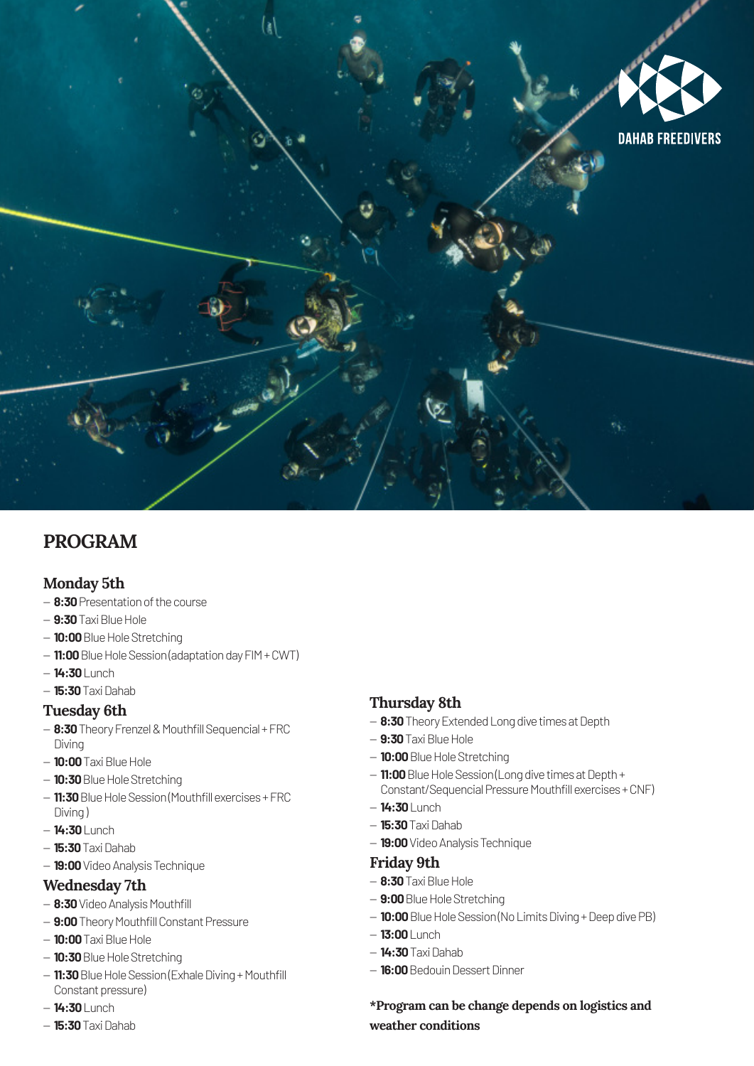DAHAB FREEDIVERS

# PROGRAM

### Monday 5th

- **8:30** Presentation of the course
- **9:30** Taxi Blue Hole
- **10:00** Blue Hole Stretching
- **11:00** Blue Hole Session (adaptation day FIM + CWT)
- **14:30** Lunch
- **15:30** Taxi Dahab

### Tuesday 6th

- **8:30** Theory Frenzel & Mouthfill Sequencial + FRC Diving
- **10:00** Taxi Blue Hole
- **10:30** Blue Hole Stretching
- **11:30** Blue Hole Session (Mouthfill exercises + FRC Diving )
- **14:30** Lunch
- **15:30** Taxi Dahab
- **19:00** Video Analysis Technique

### Wednesday 7th

- **8:30** Video Analysis Mouthfill
- **9:00** Theory Mouthfill Constant Pressure
- **10:00** Taxi Blue Hole
- **10:30** Blue Hole Stretching
- **11:30** Blue Hole Session (Exhale Diving + Mouthfill Constant pressure)
- **14:30** Lunch
- **15:30** Taxi Dahab

### Thursday 8th

- **8:30** Theory Extended Long dive times at Depth
- **9:30** Taxi Blue Hole
- **10:00** Blue Hole Stretching
- **11:00** Blue Hole Session (Long dive times at Depth + Constant/Sequencial Pressure Mouthfill exercises + CNF)
- **14:30** Lunch
- **15:30** Taxi Dahab
- **19:00** Video Analysis Technique

### Friday 9th

- **8:30** Taxi Blue Hole
- **9:00** Blue Hole Stretching
- **10:00** Blue Hole Session (No Limits Diving + Deep dive PB)
- **13:00** Lunch
- **14:30** Taxi Dahab
- **16:00** Bedouin Dessert Dinner

**\*Program can be change depends on logistics and weather conditions**